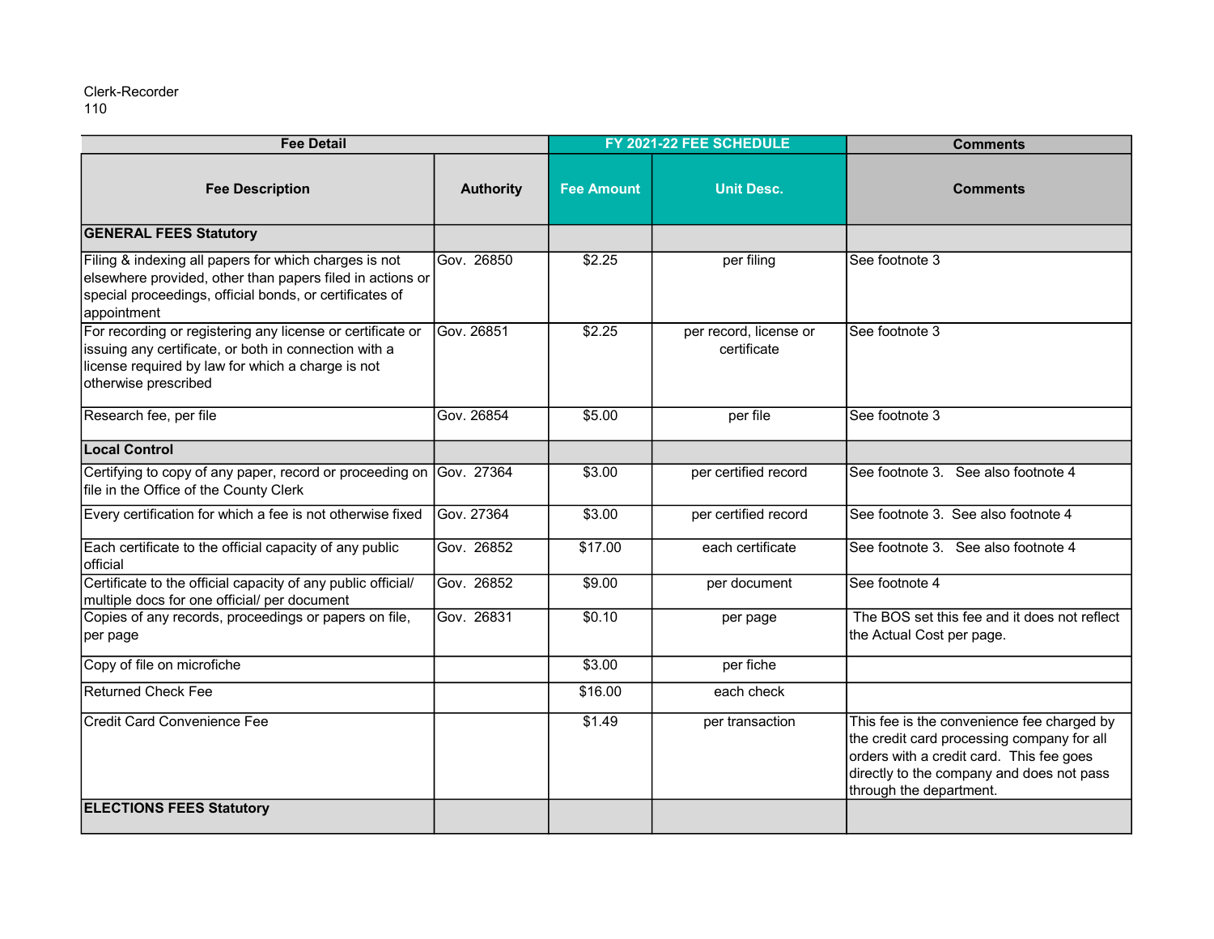Clerk-Recorder
110

| Fee Detail | | FY 2021-22 FEE SCHEDULE | | Comments |
|---|---|---|---|---|
| **Fee Description** | **Authority** | **Fee Amount** | **Unit Desc.** | **Comments** |
| **GENERAL FEES Statutory** | | | | |
| Filing & indexing all papers for which charges is not elsewhere provided, other than papers filed in actions or special proceedings, official bonds, or certificates of appointment | Gov. 26850 | $2.25 | per filing | See footnote 3 |
| For recording or registering any license or certificate or issuing any certificate, or both in connection with a license required by law for which a charge is not otherwise prescribed | Gov. 26851 | $2.25 | per record, license or certificate | See footnote 3 |
| Research fee, per file | Gov. 26854 | $5.00 | per file | See footnote 3 |
| **Local Control** | | | | |
| Certifying to copy of any paper, record or proceeding on file in the Office of the County Clerk | Gov. 27364 | $3.00 | per certified record | See footnote 3. See also footnote 4 |
| Every certification for which a fee is not otherwise fixed | Gov. 27364 | $3.00 | per certified record | See footnote 3. See also footnote 4 |
| Each certificate to the official capacity of any public official | Gov. 26852 | $17.00 | each certificate | See footnote 3. See also footnote 4 |
| Certificate to the official capacity of any public official/ multiple docs for one official/ per document | Gov. 26852 | $9.00 | per document | See footnote 4 |
| Copies of any records, proceedings or papers on file, per page | Gov. 26831 | $0.10 | per page | The BOS set this fee and it does not reflect the Actual Cost per page. |
| Copy of file on microfiche | | $3.00 | per fiche | |
| Returned Check Fee | | $16.00 | each check | |
| Credit Card Convenience Fee | | $1.49 | per transaction | This fee is the convenience fee charged by the credit card processing company for all orders with a credit card. This fee goes directly to the company and does not pass through the department. |
| **ELECTIONS FEES Statutory** | | | | |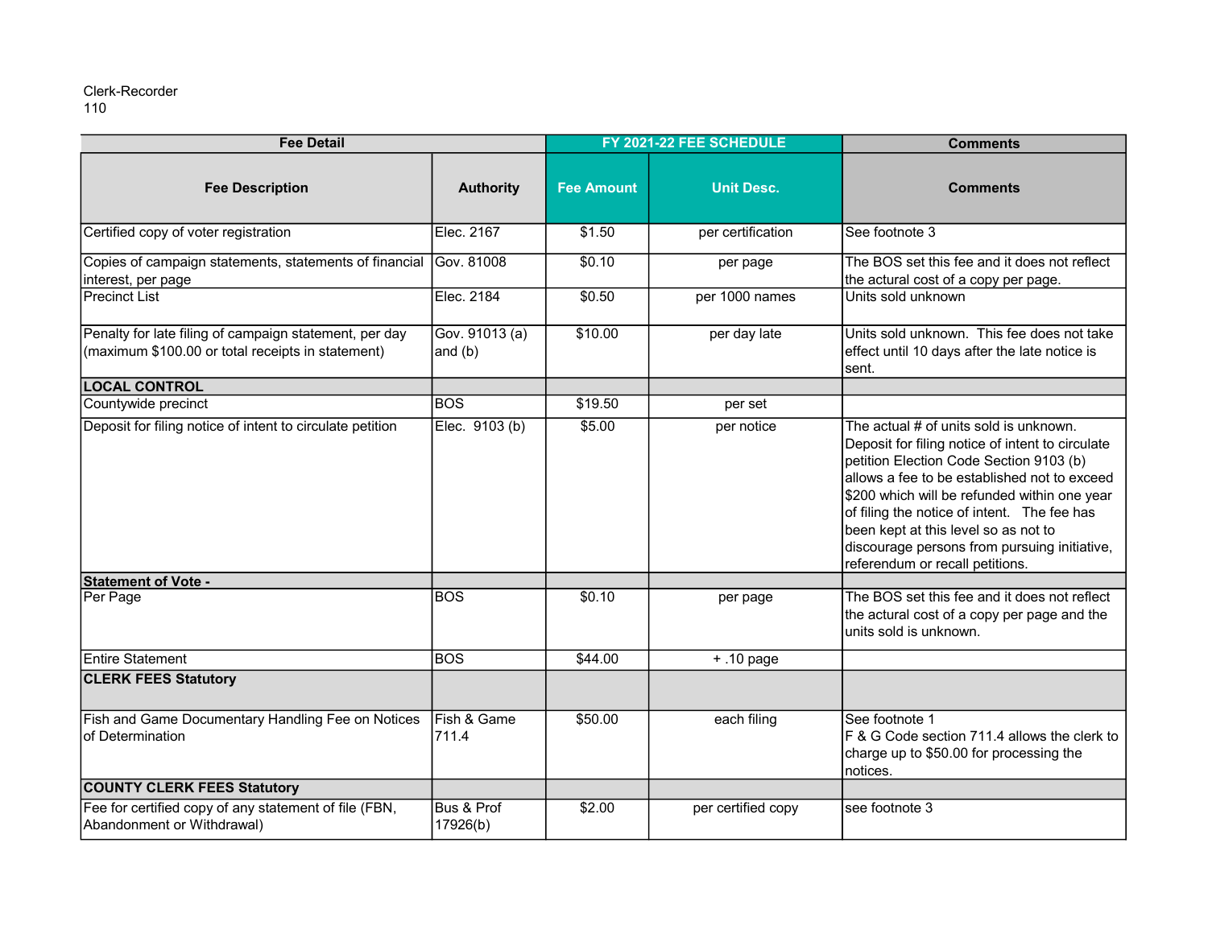Clerk-Recorder
110

| Fee Detail | | FY 2021-22 FEE SCHEDULE | | Comments |
|---|---|---|---|---|
| **Fee Description** | **Authority** | **Fee Amount** | **Unit Desc.** | **Comments** |
| Certified copy of voter registration | Elec. 2167 | $1.50 | per certification | See footnote 3 |
| Copies of campaign statements, statements of financial interest, per page | Gov. 81008 | $0.10 | per page | The BOS set this fee and it does not reflect the actural cost of a copy per page. |
| Precinct List | Elec. 2184 | $0.50 | per 1000 names | Units sold unknown |
| Penalty for late filing of campaign statement, per day (maximum $100.00 or total receipts in statement) | Gov. 91013 (a) and (b) | $10.00 | per day late | Units sold unknown. This fee does not take effect until 10 days after the late notice is sent. |
| **LOCAL CONTROL** | | | | |
| Countywide precinct | BOS | $19.50 | per set | |
| Deposit for filing notice of intent to circulate petition | Elec. 9103 (b) | $5.00 | per notice | The actual # of units sold is unknown. Deposit for filing notice of intent to circulate petition Election Code Section 9103 (b) allows a fee to be established not to exceed $200 which will be refunded within one year of filing the notice of intent. The fee has been kept at this level so as not to discourage persons from pursuing initiative, referendum or recall petitions. |
| **Statement of Vote -** | | | | |
| Per Page | BOS | $0.10 | per page | The BOS set this fee and it does not reflect the actural cost of a copy per page and the units sold is unknown. |
| Entire Statement | BOS | $44.00 | + .10 page | |
| **CLERK FEES Statutory** | | | | |
| Fish and Game Documentary Handling Fee on Notices of Determination | Fish & Game 711.4 | $50.00 | each filing | See footnote 1<br>F & G Code section 711.4 allows the clerk to charge up to $50.00 for processing the notices. |
| **COUNTY CLERK FEES Statutory** | | | | |
| Fee for certified copy of any statement of file (FBN, Abandonment or Withdrawal) | Bus & Prof 17926(b) | $2.00 | per certified copy | see footnote 3 |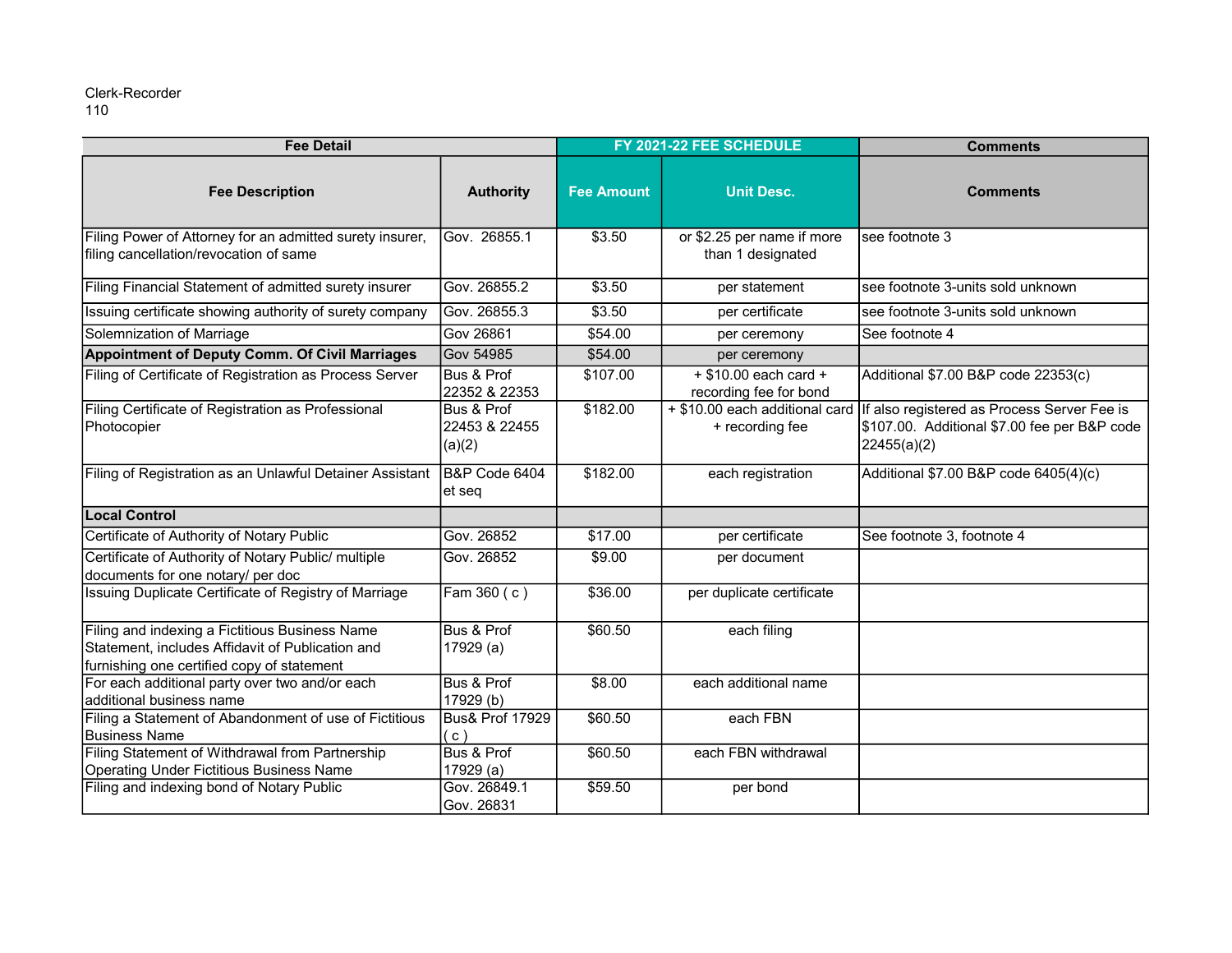Clerk-Recorder
110

| Fee Detail | | FY 2021-22 FEE SCHEDULE | | Comments |
|---|---|---|---|---|
| **Fee Description** | **Authority** | **Fee Amount** | **Unit Desc.** | **Comments** |
| Filing Power of Attorney for an admitted surety insurer, filing cancellation/revocation of same | Gov. 26855.1 | $3.50 | or $2.25 per name if more than 1 designated | see footnote 3 |
| Filing Financial Statement of admitted surety insurer | Gov. 26855.2 | $3.50 | per statement | see footnote 3-units sold unknown |
| Issuing certificate showing authority of surety company | Gov. 26855.3 | $3.50 | per certificate | see footnote 3-units sold unknown |
| Solemnization of Marriage | Gov 26861 | $54.00 | per ceremony | See footnote 4 |
| **Appointment of Deputy Comm. Of Civil Marriages** | Gov 54985 | $54.00 | per ceremony | |
| Filing of Certificate of Registration as Process Server | Bus & Prof 22352 & 22353 | $107.00 | + $10.00 each card + recording fee for bond | Additional $7.00 B&P code 22353(c) |
| Filing Certificate of Registration as Professional Photocopier | Bus & Prof 22453 & 22455 (a)(2) | $182.00 | + $10.00 each additional card + recording fee | If also registered as Process Server Fee is $107.00. Additional $7.00 fee per B&P code 22455(a)(2) |
| Filing of Registration as an Unlawful Detainer Assistant | B&P Code 6404 et seq | $182.00 | each registration | Additional $7.00 B&P code 6405(4)(c) |
| **Local Control** | | | | |
| Certificate of Authority of Notary Public | Gov. 26852 | $17.00 | per certificate | See footnote 3, footnote 4 |
| Certificate of Authority of Notary Public/ multiple documents for one notary/ per doc | Gov. 26852 | $9.00 | per document | |
| Issuing Duplicate Certificate of Registry of Marriage | Fam 360 ( c ) | $36.00 | per duplicate certificate | |
| Filing and indexing a Fictitious Business Name Statement, includes Affidavit of Publication and furnishing one certified copy of statement | Bus & Prof 17929 (a) | $60.50 | each filing | |
| For each additional party over two and/or each additional business name | Bus & Prof 17929 (b) | $8.00 | each additional name | |
| Filing a Statement of Abandonment of use of Fictitious Business Name | Bus& Prof 17929 ( c ) | $60.50 | each FBN | |
| Filing Statement of Withdrawal from Partnership Operating Under Fictitious Business Name | Bus & Prof 17929 (a) | $60.50 | each FBN withdrawal | |
| Filing and indexing bond of Notary Public | Gov. 26849.1 Gov. 26831 | $59.50 | per bond | |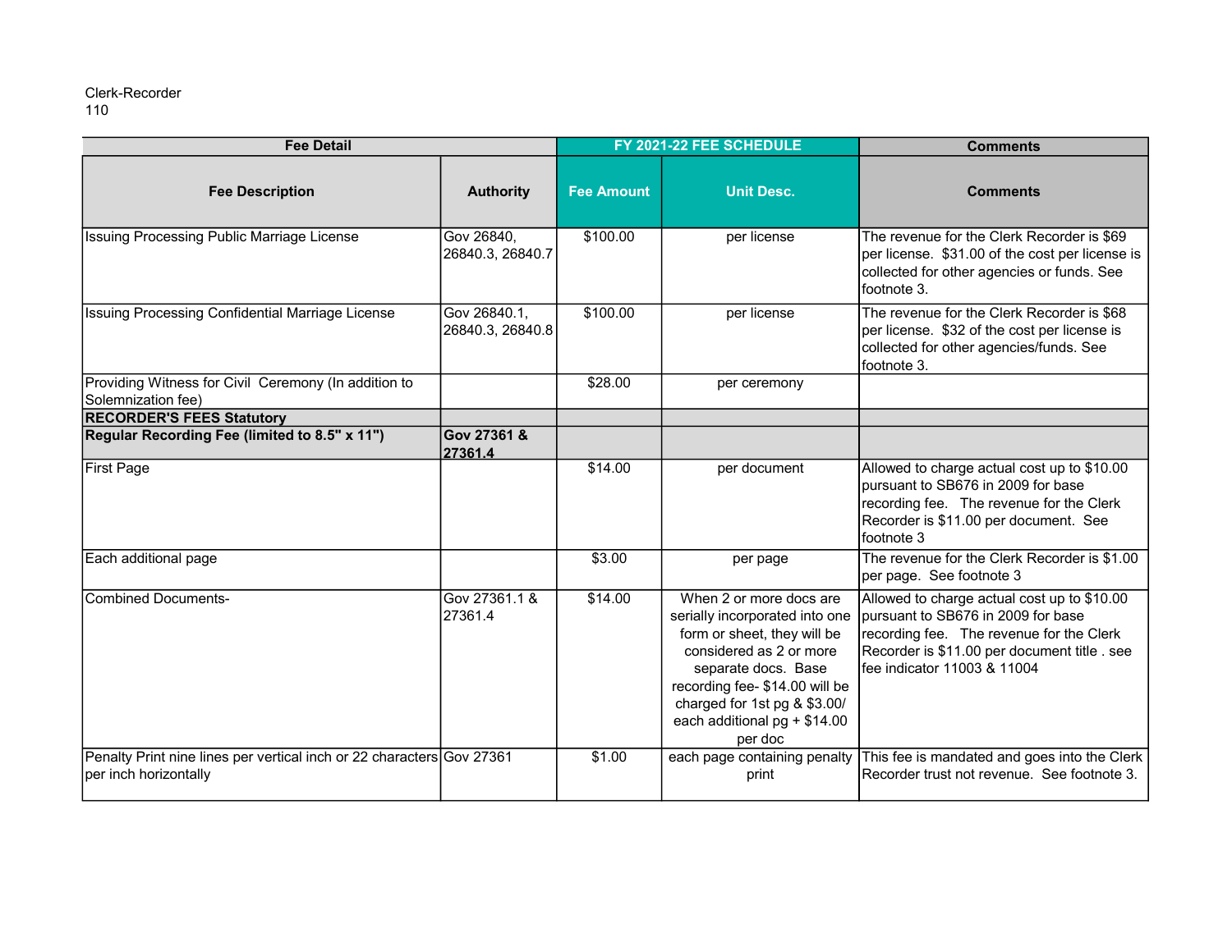Clerk-Recorder
110

| Fee Detail | | FY 2021-22 FEE SCHEDULE | | Comments |
|---|---|---|---|---|
| **Fee Description** | **Authority** | **Fee Amount** | **Unit Desc.** | **Comments** |
| Issuing Processing Public Marriage License | Gov 26840, 26840.3, 26840.7 | $100.00 | per license | The revenue for the Clerk Recorder is $69 per license. $31.00 of the cost per license is collected for other agencies or funds. See footnote 3. |
| Issuing Processing Confidential Marriage License | Gov 26840.1, 26840.3, 26840.8 | $100.00 | per license | The revenue for the Clerk Recorder is $68 per license. $32 of the cost per license is collected for other agencies/funds. See footnote 3. |
| Providing Witness for Civil Ceremony (In addition to Solemnization fee) | | $28.00 | per ceremony | |
| **RECORDER'S FEES Statutory** | | | | |
| **Regular Recording Fee (limited to 8.5" x 11")** | **Gov 27361 & 27361.4** | | | |
| First Page | | $14.00 | per document | Allowed to charge actual cost up to $10.00 pursuant to SB676 in 2009 for base recording fee. The revenue for the Clerk Recorder is $11.00 per document. See footnote 3 |
| Each additional page | | $3.00 | per page | The revenue for the Clerk Recorder is $1.00 per page. See footnote 3 |
| Combined Documents- | Gov 27361.1 & 27361.4 | $14.00 | When 2 or more docs are serially incorporated into one form or sheet, they will be considered as 2 or more separate docs. Base recording fee- $14.00 will be charged for 1st pg & $3.00/ each additional pg + $14.00 per doc | Allowed to charge actual cost up to $10.00 pursuant to SB676 in 2009 for base recording fee. The revenue for the Clerk Recorder is $11.00 per document title . see fee indicator 11003 & 11004 |
| Penalty Print nine lines per vertical inch or 22 characters per inch horizontally | Gov 27361 | $1.00 | each page containing penalty print | This fee is mandated and goes into the Clerk Recorder trust not revenue. See footnote 3. |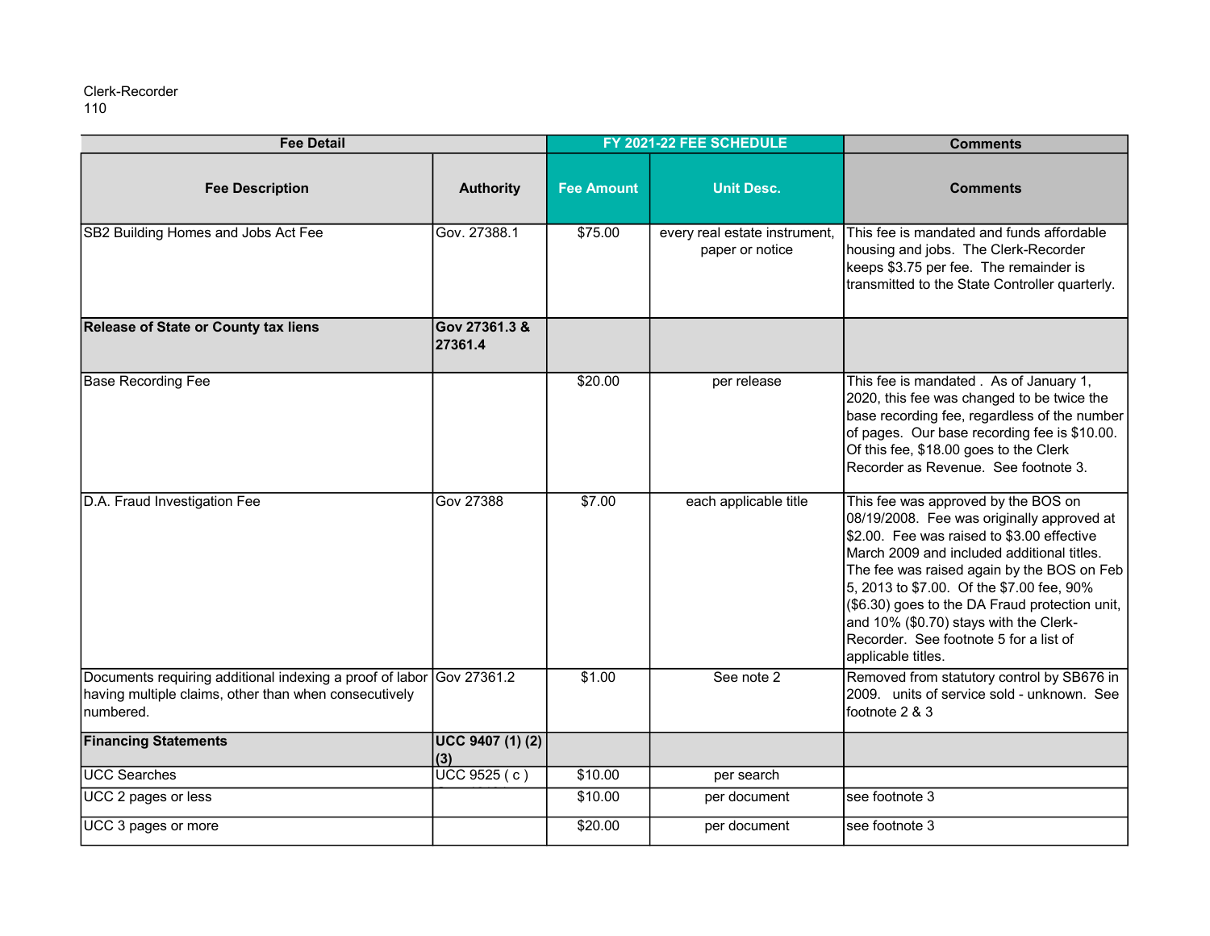Clerk-Recorder
110

| Fee Detail | | FY 2021-22 FEE SCHEDULE | | Comments |
|---|---|---|---|---|
| **Fee Description** | **Authority** | **Fee Amount** | **Unit Desc.** | **Comments** |
| SB2 Building Homes and Jobs Act Fee | Gov. 27388.1 | $75.00 | every real estate instrument, paper or notice | This fee is mandated and funds affordable housing and jobs. The Clerk-Recorder keeps $3.75 per fee. The remainder is transmitted to the State Controller quarterly. |
| **Release of State or County tax liens** | **Gov 27361.3 & 27361.4** | | | |
| Base Recording Fee | | $20.00 | per release | This fee is mandated . As of January 1, 2020, this fee was changed to be twice the base recording fee, regardless of the number of pages. Our base recording fee is $10.00. Of this fee, $18.00 goes to the Clerk Recorder as Revenue. See footnote 3. |
| D.A. Fraud Investigation Fee | Gov 27388 | $7.00 | each applicable title | This fee was approved by the BOS on 08/19/2008. Fee was originally approved at $2.00. Fee was raised to $3.00 effective March 2009 and included additional titles. The fee was raised again by the BOS on Feb 5, 2013 to $7.00. Of the $7.00 fee, 90% ($6.30) goes to the DA Fraud protection unit, and 10% ($0.70) stays with the Clerk-Recorder. See footnote 5 for a list of applicable titles. |
| Documents requiring additional indexing a proof of labor having multiple claims, other than when consecutively numbered. | Gov 27361.2 | $1.00 | See note 2 | Removed from statutory control by SB676 in 2009. units of service sold - unknown. See footnote 2 & 3 |
| **Financing Statements** | **UCC 9407 (1) (2) (3)** | | | |
| UCC Searches | UCC 9525 ( c ) | $10.00 | per search | |
| UCC 2 pages or less | | $10.00 | per document | see footnote 3 |
| UCC 3 pages or more | | $20.00 | per document | see footnote 3 |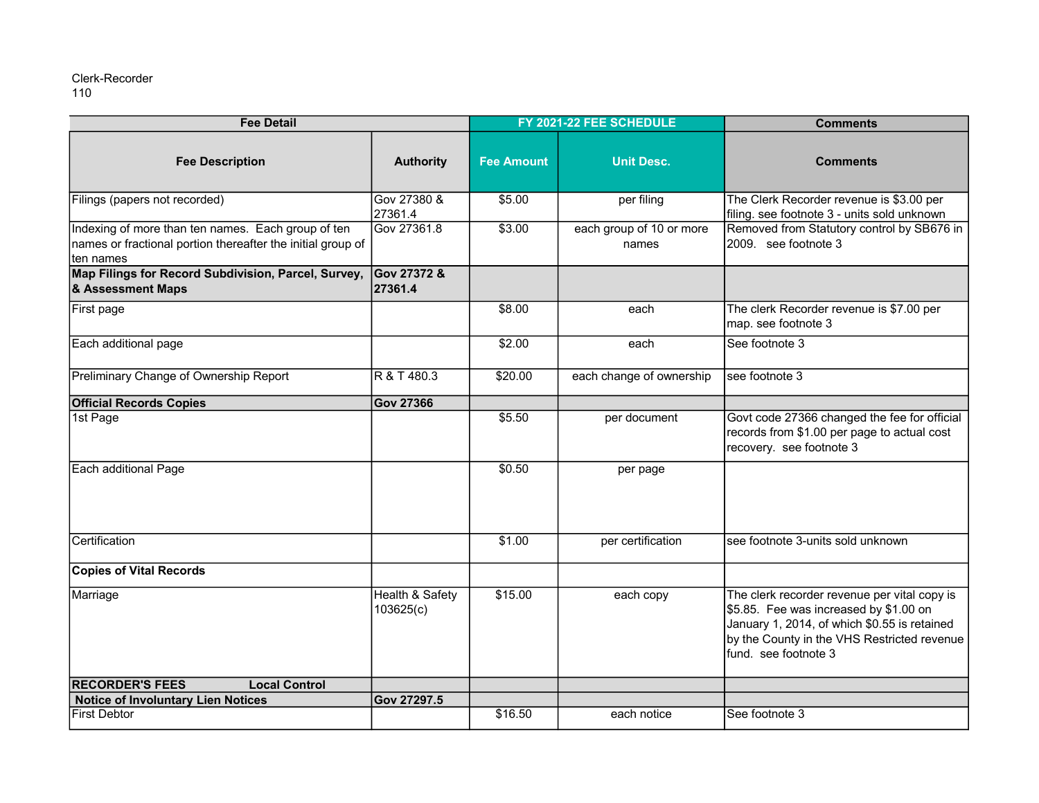Clerk-Recorder
110

| Fee Detail | | FY 2021-22 FEE SCHEDULE | | Comments |
|---|---|---|---|---|
| **Fee Description** | **Authority** | **Fee Amount** | **Unit Desc.** | **Comments** |
| Filings (papers not recorded) | Gov 27380 & 27361.4 | $5.00 | per filing | The Clerk Recorder revenue is $3.00 per filing. see footnote 3 - units sold unknown |
| Indexing of more than ten names. Each group of ten names or fractional portion thereafter the initial group of ten names | Gov 27361.8 | $3.00 | each group of 10 or more names | Removed from Statutory control by SB676 in 2009. see footnote 3 |
| **Map Filings for Record Subdivision, Parcel, Survey, & Assessment Maps** | **Gov 27372 & 27361.4** | | | |
| First page | | $8.00 | each | The clerk Recorder revenue is $7.00 per map. see footnote 3 |
| Each additional page | | $2.00 | each | See footnote 3 |
| Preliminary Change of Ownership Report | R & T 480.3 | $20.00 | each change of ownership | see footnote 3 |
| **Official Records Copies** | **Gov 27366** | | | |
| 1st Page | | $5.50 | per document | Govt code 27366 changed the fee for official records from $1.00 per page to actual cost recovery. see footnote 3 |
| Each additional Page | | $0.50 | per page | |
| Certification | | $1.00 | per certification | see footnote 3-units sold unknown |
| **Copies of Vital Records** | | | | |
| Marriage | Health & Safety 103625(c) | $15.00 | each copy | The clerk recorder revenue per vital copy is $5.85. Fee was increased by $1.00 on January 1, 2014, of which $0.55 is retained by the County in the VHS Restricted revenue fund. see footnote 3 |
| **RECORDER'S FEES Local Control** | | | | |
| **Notice of Involuntary Lien Notices** | **Gov 27297.5** | | | |
| First Debtor | | $16.50 | each notice | See footnote 3 |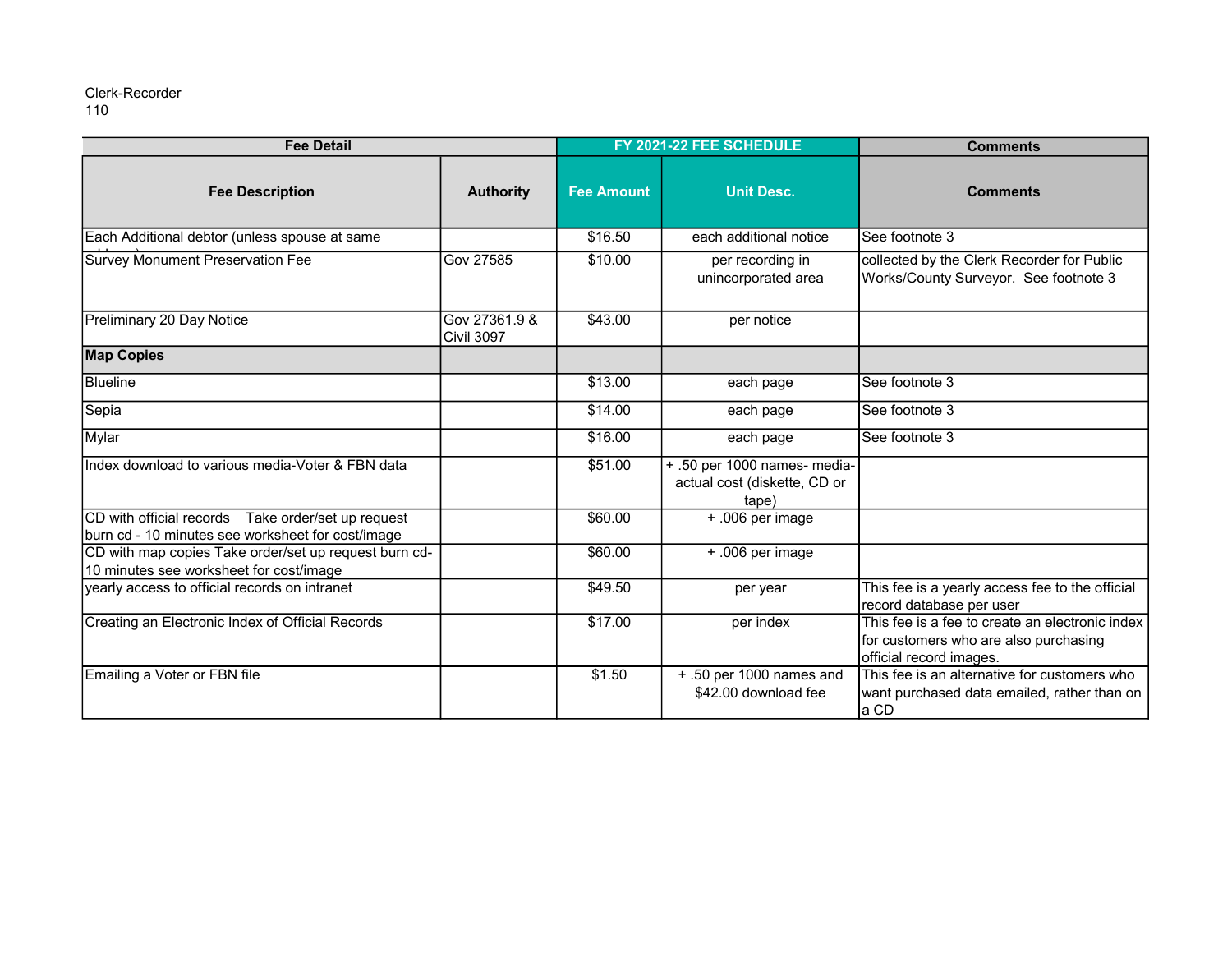Clerk-Recorder
110

| Fee Detail | | FY 2021-22 FEE SCHEDULE | | Comments |
|---|---|---|---|---|
| **Fee Description** | **Authority** | **Fee Amount** | **Unit Desc.** | **Comments** |
| Each Additional debtor (unless spouse at same address) | | $16.50 | each additional notice | See footnote 3 |
| Survey Monument Preservation Fee | Gov 27585 | $10.00 | per recording in unincorporated area | collected by the Clerk Recorder for Public Works/County Surveyor. See footnote 3 |
| Preliminary 20 Day Notice | Gov 27361.9 & Civil 3097 | $43.00 | per notice | |
| **Map Copies** | | | | |
| Blueline | | $13.00 | each page | See footnote 3 |
| Sepia | | $14.00 | each page | See footnote 3 |
| Mylar | | $16.00 | each page | See footnote 3 |
| Index download to various media-Voter & FBN data | | $51.00 | + .50 per 1000 names- media-actual cost (diskette, CD or tape) | |
| CD with official records Take order/set up request burn cd - 10 minutes see worksheet for cost/image | | $60.00 | + .006 per image | |
| CD with map copies Take order/set up request burn cd-10 minutes see worksheet for cost/image | | $60.00 | + .006 per image | |
| yearly access to official records on intranet | | $49.50 | per year | This fee is a yearly access fee to the official record database per user |
| Creating an Electronic Index of Official Records | | $17.00 | per index | This fee is a fee to create an electronic index for customers who are also purchasing official record images. |
| Emailing a Voter or FBN file | | $1.50 | + .50 per 1000 names and $42.00 download fee | This fee is an alternative for customers who want purchased data emailed, rather than on a CD |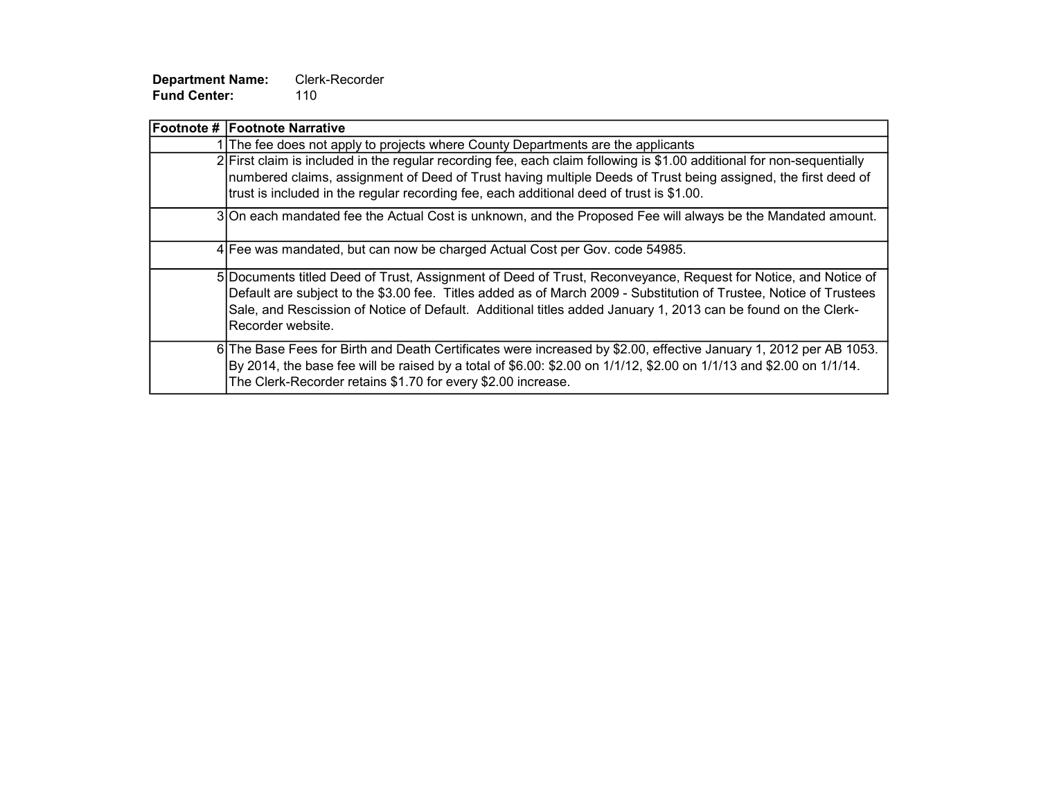**Department Name:** Clerk-Recorder
**Fund Center:** 110

| Footnote # | Footnote Narrative |
|---|---|
| 1 | The fee does not apply to projects where County Departments are the applicants |
| 2 | First claim is included in the regular recording fee, each claim following is $1.00 additional for non-sequentially numbered claims, assignment of Deed of Trust having multiple Deeds of Trust being assigned, the first deed of trust is included in the regular recording fee, each additional deed of trust is $1.00. |
| 3 | On each mandated fee the Actual Cost is unknown, and the Proposed Fee will always be the Mandated amount. |
| 4 | Fee was mandated, but can now be charged Actual Cost per Gov. code 54985. |
| 5 | Documents titled Deed of Trust, Assignment of Deed of Trust, Reconveyance, Request for Notice, and Notice of Default are subject to the $3.00 fee. Titles added as of March 2009 - Substitution of Trustee, Notice of Trustees Sale, and Rescission of Notice of Default. Additional titles added January 1, 2013 can be found on the Clerk-Recorder website. |
| 6 | The Base Fees for Birth and Death Certificates were increased by $2.00, effective January 1, 2012 per AB 1053. By 2014, the base fee will be raised by a total of $6.00: $2.00 on 1/1/12, $2.00 on 1/1/13 and $2.00 on 1/1/14. The Clerk-Recorder retains $1.70 for every $2.00 increase. |